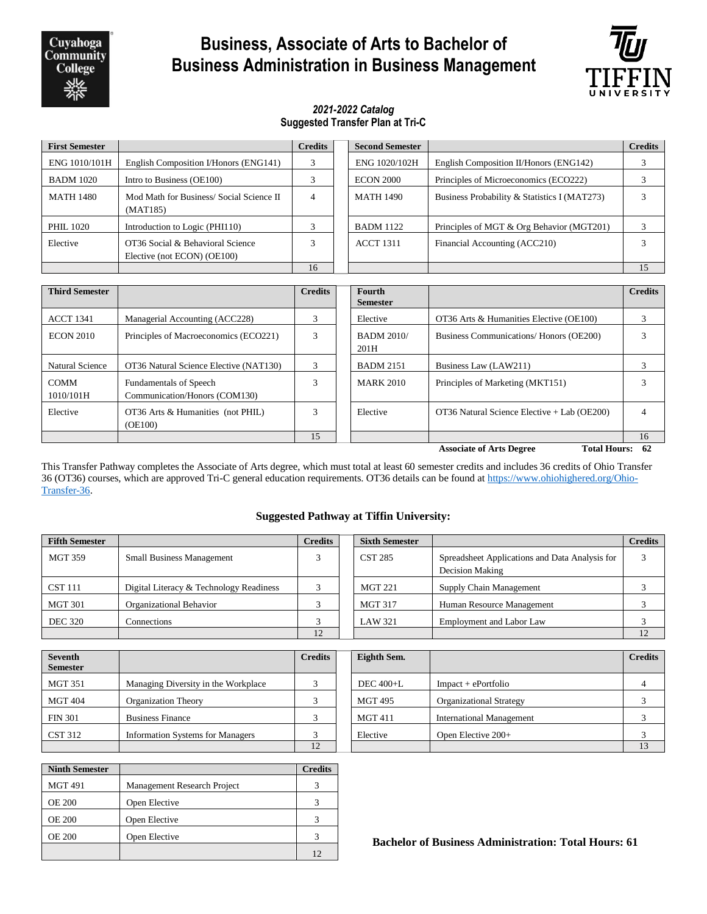# Business, Associate of Arts to Bachelor of Business Administration in Business Management

***2021-2022 Catalog***

**Suggested Transfer Plan at Tri-C**

| First Semester | | Credits | Second Semester | | Credits |
|---|---|---|---|---|---|
| ENG 1010/101H | English Composition I/Honors (ENG141) | 3 | ENG 1020/102H | English Composition II/Honors (ENG142) | 3 |
| BADM 1020 | Intro to Business (OE100) | 3 | ECON 2000 | Principles of Microeconomics (ECO222) | 3 |
| MATH 1480 | Mod Math for Business/ Social Science II (MAT185) | 4 | MATH 1490 | Business Probability & Statistics I (MAT273) | 3 |
| PHIL 1020 | Introduction to Logic (PHI110) | 3 | BADM 1122 | Principles of MGT & Org Behavior (MGT201) | 3 |
| Elective | OT36 Social & Behavioral Science Elective (not ECON) (OE100) | 3 | ACCT 1311 | Financial Accounting (ACC210) | 3 |
| | | 16 | | | 15 |

| Third Semester | | Credits | Fourth Semester | | Credits |
|---|---|---|---|---|---|
| ACCT 1341 | Managerial Accounting (ACC228) | 3 | Elective | OT36 Arts & Humanities Elective (OE100) | 3 |
| ECON 2010 | Principles of Macroeconomics (ECO221) | 3 | BADM 2010/ 201H | Business Communications/ Honors (OE200) | 3 |
| Natural Science | OT36 Natural Science Elective (NAT130) | 3 | BADM 2151 | Business Law (LAW211) | 3 |
| COMM 1010/101H | Fundamentals of Speech Communication/Honors (COM130) | 3 | MARK 2010 | Principles of Marketing (MKT151) | 3 |
| Elective | OT36 Arts & Humanities (not PHIL) (OE100) | 3 | Elective | OT36 Natural Science Elective + Lab (OE200) | 4 |
| | | 15 | | | 16 |

**Associate of Arts Degree Total Hours: 62**

This Transfer Pathway completes the Associate of Arts degree, which must total at least 60 semester credits and includes 36 credits of Ohio Transfer 36 (OT36) courses, which are approved Tri-C general education requirements. OT36 details can be found at https://www.ohiohighered.org/Ohio-Transfer-36.

## Suggested Pathway at Tiffin University:

| Fifth Semester | | Credits | Sixth Semester | | Credits |
|---|---|---|---|---|---|
| MGT 359 | Small Business Management | 3 | CST 285 | Spreadsheet Applications and Data Analysis for Decision Making | 3 |
| CST 111 | Digital Literacy & Technology Readiness | 3 | MGT 221 | Supply Chain Management | 3 |
| MGT 301 | Organizational Behavior | 3 | MGT 317 | Human Resource Management | 3 |
| DEC 320 | Connections | 3 | LAW 321 | Employment and Labor Law | 3 |
| | | 12 | | | 12 |

| Seventh Semester | | Credits | Eighth Sem. | | Credits |
|---|---|---|---|---|---|
| MGT 351 | Managing Diversity in the Workplace | 3 | DEC 400+L | Impact + ePortfolio | 4 |
| MGT 404 | Organization Theory | 3 | MGT 495 | Organizational Strategy | 3 |
| FIN 301 | Business Finance | 3 | MGT 411 | International Management | 3 |
| CST 312 | Information Systems for Managers | 3 | Elective | Open Elective 200+ | 3 |
| | | 12 | | | 13 |

| Ninth Semester | | Credits |
|---|---|---|
| MGT 491 | Management Research Project | 3 |
| OE 200 | Open Elective | 3 |
| OE 200 | Open Elective | 3 |
| OE 200 | Open Elective | 3 |
| | | 12 |

**Bachelor of Business Administration: Total Hours: 61**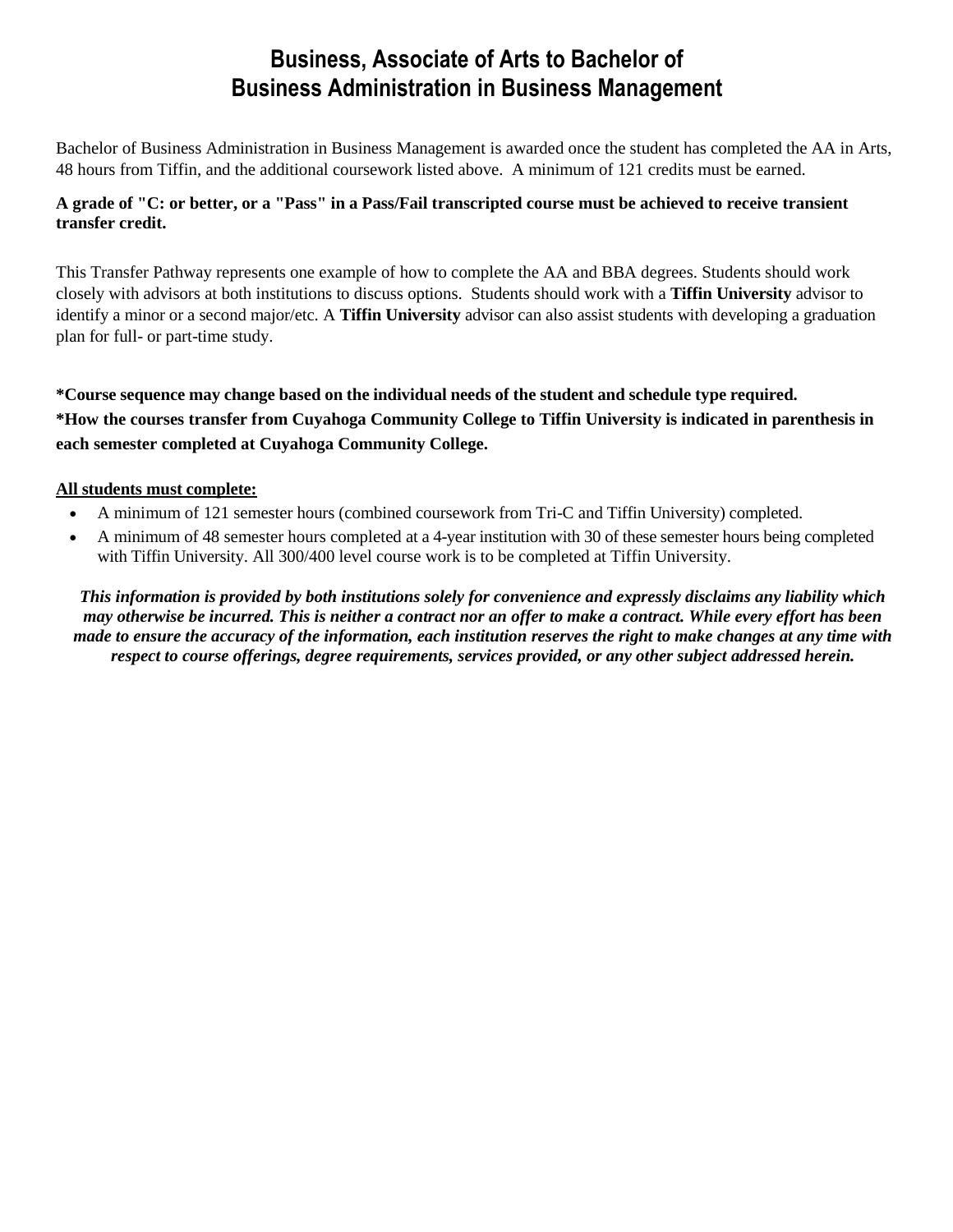# Business, Associate of Arts to Bachelor of Business Administration in Business Management

Bachelor of Business Administration in Business Management is awarded once the student has completed the AA in Arts, 48 hours from Tiffin, and the additional coursework listed above. A minimum of 121 credits must be earned.

**A grade of "C: or better, or a "Pass" in a Pass/Fail transcripted course must be achieved to receive transient transfer credit.**

This Transfer Pathway represents one example of how to complete the AA and BBA degrees. Students should work closely with advisors at both institutions to discuss options. Students should work with a **Tiffin University** advisor to identify a minor or a second major/etc. A **Tiffin University** advisor can also assist students with developing a graduation plan for full- or part-time study.

**\*Course sequence may change based on the individual needs of the student and schedule type required.**
**\*How the courses transfer from Cuyahoga Community College to Tiffin University is indicated in parenthesis in each semester completed at Cuyahoga Community College.**

**All students must complete:**

- A minimum of 121 semester hours (combined coursework from Tri-C and Tiffin University) completed.
- A minimum of 48 semester hours completed at a 4-year institution with 30 of these semester hours being completed with Tiffin University. All 300/400 level course work is to be completed at Tiffin University.

***This information is provided by both institutions solely for convenience and expressly disclaims any liability which may otherwise be incurred. This is neither a contract nor an offer to make a contract. While every effort has been made to ensure the accuracy of the information, each institution reserves the right to make changes at any time with respect to course offerings, degree requirements, services provided, or any other subject addressed herein.***